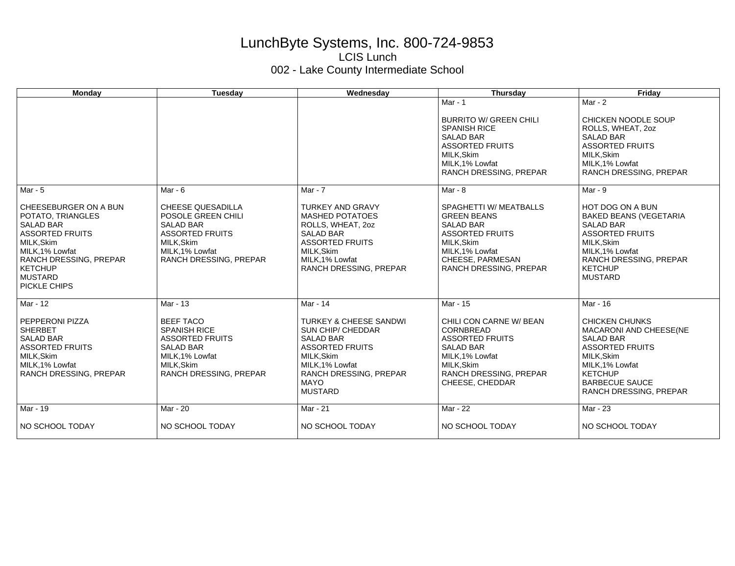# LunchByte Systems, Inc. 800-724-9853

## LCIS Lunch

## 002 - Lake County Intermediate School

| Monday | Tuesday | Wednesday | Thursday | Friday |
|---|---|---|---|---|
| | | | Mar - 1<br><br>BURRITO W/ GREEN CHILI<br>SPANISH RICE<br>SALAD BAR<br>ASSORTED FRUITS<br>MILK,Skim<br>MILK,1% Lowfat<br>RANCH DRESSING, PREPAR | Mar - 2<br><br>CHICKEN NOODLE SOUP<br>ROLLS, WHEAT, 2oz<br>SALAD BAR<br>ASSORTED FRUITS<br>MILK,Skim<br>MILK,1% Lowfat<br>RANCH DRESSING, PREPAR |
| Mar - 5<br><br>CHEESEBURGER ON A BUN<br>POTATO, TRIANGLES<br>SALAD BAR<br>ASSORTED FRUITS<br>MILK,Skim<br>MILK,1% Lowfat<br>RANCH DRESSING, PREPAR<br>KETCHUP<br>MUSTARD<br>PICKLE CHIPS | Mar - 6<br><br>CHEESE QUESADILLA<br>POSOLE GREEN CHILI<br>SALAD BAR<br>ASSORTED FRUITS<br>MILK,Skim<br>MILK,1% Lowfat<br>RANCH DRESSING, PREPAR | Mar - 7<br><br>TURKEY AND GRAVY<br>MASHED POTATOES<br>ROLLS, WHEAT, 2oz<br>SALAD BAR<br>ASSORTED FRUITS<br>MILK,Skim<br>MILK,1% Lowfat<br>RANCH DRESSING, PREPAR | Mar - 8<br><br>SPAGHETTI W/ MEATBALLS<br>GREEN BEANS<br>SALAD BAR<br>ASSORTED FRUITS<br>MILK,Skim<br>MILK,1% Lowfat<br>CHEESE, PARMESAN<br>RANCH DRESSING, PREPAR | Mar - 9<br><br>HOT DOG ON A BUN<br>BAKED BEANS (VEGETARIA<br>SALAD BAR<br>ASSORTED FRUITS<br>MILK,Skim<br>MILK,1% Lowfat<br>RANCH DRESSING, PREPAR<br>KETCHUP<br>MUSTARD |
| Mar - 12<br><br>PEPPERONI PIZZA<br>SHERBET<br>SALAD BAR<br>ASSORTED FRUITS<br>MILK,Skim<br>MILK,1% Lowfat<br>RANCH DRESSING, PREPAR | Mar - 13<br><br>BEEF TACO<br>SPANISH RICE<br>ASSORTED FRUITS<br>SALAD BAR<br>MILK,1% Lowfat<br>MILK,Skim<br>RANCH DRESSING, PREPAR | Mar - 14<br><br>TURKEY & CHEESE SANDWI<br>SUN CHIP/ CHEDDAR<br>SALAD BAR<br>ASSORTED FRUITS<br>MILK,Skim<br>MILK,1% Lowfat<br>RANCH DRESSING, PREPAR<br>MAYO<br>MUSTARD | Mar - 15<br><br>CHILI CON CARNE W/ BEAN<br>CORNBREAD<br>ASSORTED FRUITS<br>SALAD BAR<br>MILK,1% Lowfat<br>MILK,Skim<br>RANCH DRESSING, PREPAR<br>CHEESE, CHEDDAR | Mar - 16<br><br>CHICKEN CHUNKS<br>MACARONI AND CHEESE(NE<br>SALAD BAR<br>ASSORTED FRUITS<br>MILK,Skim<br>MILK,1% Lowfat<br>KETCHUP<br>BARBECUE SAUCE<br>RANCH DRESSING, PREPAR |
| Mar - 19<br><br>NO SCHOOL TODAY | Mar - 20<br><br>NO SCHOOL TODAY | Mar - 21<br><br>NO SCHOOL TODAY | Mar - 22<br><br>NO SCHOOL TODAY | Mar - 23<br><br>NO SCHOOL TODAY |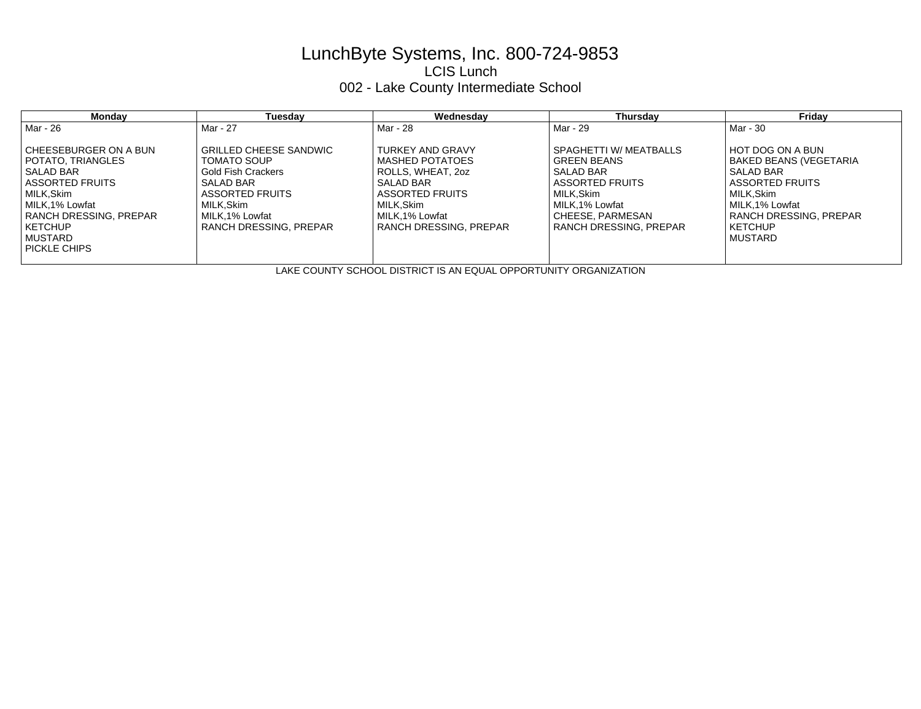# LunchByte Systems, Inc. 800-724-9853

## LCIS Lunch

## 002 - Lake County Intermediate School

| Monday | Tuesday | Wednesday | Thursday | Friday |
|---|---|---|---|---|
| Mar - 26<br><br>CHEESEBURGER ON A BUN<br>POTATO, TRIANGLES<br>SALAD BAR<br>ASSORTED FRUITS<br>MILK,Skim<br>MILK,1% Lowfat<br>RANCH DRESSING, PREPAR<br>KETCHUP<br>MUSTARD<br>PICKLE CHIPS | Mar - 27<br><br>GRILLED CHEESE SANDWIC<br>TOMATO SOUP<br>Gold Fish Crackers<br>SALAD BAR<br>ASSORTED FRUITS<br>MILK,Skim<br>MILK,1% Lowfat<br>RANCH DRESSING, PREPAR | Mar - 28<br><br>TURKEY AND GRAVY<br>MASHED POTATOES<br>ROLLS, WHEAT, 2oz<br>SALAD BAR<br>ASSORTED FRUITS<br>MILK,Skim<br>MILK,1% Lowfat<br>RANCH DRESSING, PREPAR | Mar - 29<br><br>SPAGHETTI W/ MEATBALLS<br>GREEN BEANS<br>SALAD BAR<br>ASSORTED FRUITS<br>MILK,Skim<br>MILK,1% Lowfat<br>CHEESE, PARMESAN<br>RANCH DRESSING, PREPAR | Mar - 30<br><br>HOT DOG ON A BUN<br>BAKED BEANS (VEGETARIA<br>SALAD BAR<br>ASSORTED FRUITS<br>MILK,Skim<br>MILK,1% Lowfat<br>RANCH DRESSING, PREPAR<br>KETCHUP<br>MUSTARD |

LAKE COUNTY SCHOOL DISTRICT IS AN EQUAL OPPORTUNITY ORGANIZATION